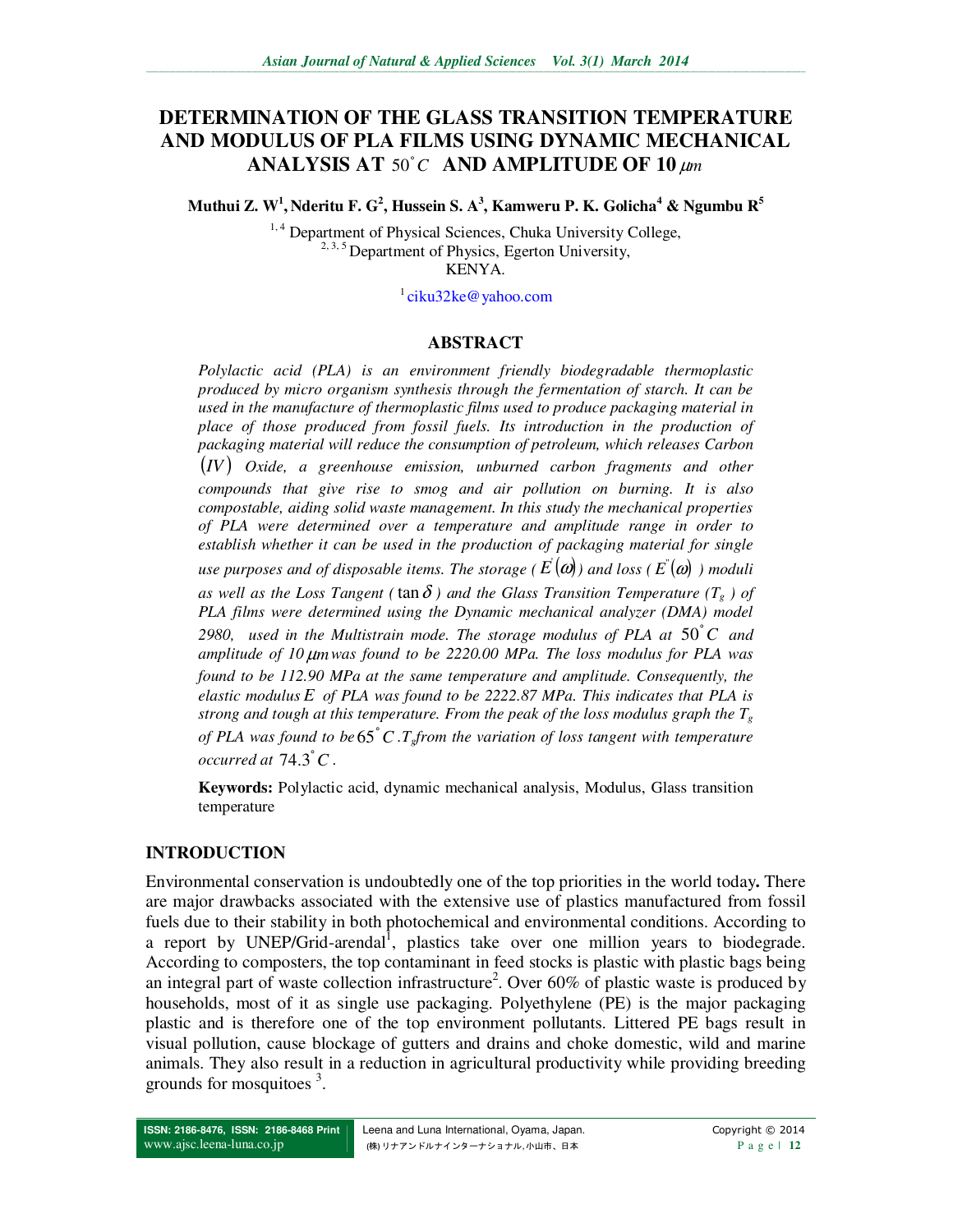# DETERMINATION OF THE GLASS TRANSITION TEMPERATURE AND MODULUS OF PLA FILMS USING DYNAMIC MECHANICAL ANALYSIS AT $50^{\circ}C$ AND AMPLITUDE OF 10 $\mu m$

**Muthui Z. W[1], Nderitu F. G[2], Hussein S. A[3], Kamweru P. K. Golicha[4] & Ngumbu R[5]**

[1, 4] Department of Physical Sciences, Chuka University College,
[2, 3, 5] Department of Physics, Egerton University,
KENYA.

[1] ciku32ke@yahoo.com

## ABSTRACT

*Polylactic acid (PLA) is an environment friendly biodegradable thermoplastic produced by micro organism synthesis through the fermentation of starch. It can be used in the manufacture of thermoplastic films used to produce packaging material in place of those produced from fossil fuels. Its introduction in the production of packaging material will reduce the consumption of petroleum, which releases Carbon $(IV)$ Oxide, a greenhouse emission, unburned carbon fragments and other compounds that give rise to smog and air pollution on burning. It is also compostable, aiding solid waste management. In this study the mechanical properties of PLA were determined over a temperature and amplitude range in order to establish whether it can be used in the production of packaging material for single use purposes and of disposable items. The storage ( $E^{'}(\omega)$ ) and loss ( $E^{''}(\omega)$ ) moduli as well as the Loss Tangent ( $\tan\delta$ ) and the Glass Transition Temperature ($T_g$ ) of PLA films were determined using the Dynamic mechanical analyzer (DMA) model 2980, used in the Multistrain mode. The storage modulus of PLA at $50^{\circ}C$ and amplitude of 10 $\mu m$ was found to be 2220.00 MPa. The loss modulus for PLA was found to be 112.90 MPa at the same temperature and amplitude. Consequently, the elastic modulus $E$ of PLA was found to be 2222.87 MPa. This indicates that PLA is strong and tough at this temperature. From the peak of the loss modulus graph the $T_g$ of PLA was found to be $65^{\circ}C$. $T_g$ from the variation of loss tangent with temperature occurred at $74.3^{\circ}C$.*

**Keywords:** Polylactic acid, dynamic mechanical analysis, Modulus, Glass transition temperature

## INTRODUCTION

Environmental conservation is undoubtedly one of the top priorities in the world today**.** There are major drawbacks associated with the extensive use of plastics manufactured from fossil fuels due to their stability in both photochemical and environmental conditions. According to a report by UNEP/Grid-arendal[1], plastics take over one million years to biodegrade. According to composters, the top contaminant in feed stocks is plastic with plastic bags being an integral part of waste collection infrastructure[2]. Over 60% of plastic waste is produced by households, most of it as single use packaging. Polyethylene (PE) is the major packaging plastic and is therefore one of the top environment pollutants. Littered PE bags result in visual pollution, cause blockage of gutters and drains and choke domestic, wild and marine animals. They also result in a reduction in agricultural productivity while providing breeding grounds for mosquitoes [3].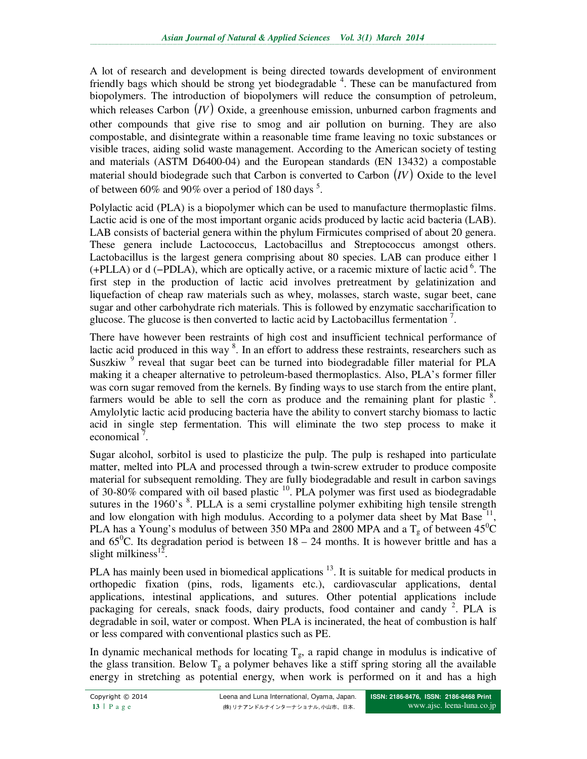A lot of research and development is being directed towards development of environment friendly bags which should be strong yet biodegradable [4]. These can be manufactured from biopolymers. The introduction of biopolymers will reduce the consumption of petroleum, which releases Carbon $(IV)$ Oxide, a greenhouse emission, unburned carbon fragments and other compounds that give rise to smog and air pollution on burning. They are also compostable, and disintegrate within a reasonable time frame leaving no toxic substances or visible traces, aiding solid waste management. According to the American society of testing and materials (ASTM D6400-04) and the European standards (EN 13432) a compostable material should biodegrade such that Carbon is converted to Carbon $(IV)$ Oxide to the level of between 60% and 90% over a period of 180 days [5].

Polylactic acid (PLA) is a biopolymer which can be used to manufacture thermoplastic films. Lactic acid is one of the most important organic acids produced by lactic acid bacteria (LAB). LAB consists of bacterial genera within the phylum Firmicutes comprised of about 20 genera. These genera include Lactococcus, Lactobacillus and Streptococcus amongst others. Lactobacillus is the largest genera comprising about 80 species. LAB can produce either l (+PLLA) or d (−PDLA), which are optically active, or a racemic mixture of lactic acid [6]. The first step in the production of lactic acid involves pretreatment by gelatinization and liquefaction of cheap raw materials such as whey, molasses, starch waste, sugar beet, cane sugar and other carbohydrate rich materials. This is followed by enzymatic saccharification to glucose. The glucose is then converted to lactic acid by Lactobacillus fermentation [7].

There have however been restraints of high cost and insufficient technical performance of lactic acid produced in this way [8]. In an effort to address these restraints, researchers such as Suszkiw [9] reveal that sugar beet can be turned into biodegradable filler material for PLA making it a cheaper alternative to petroleum-based thermoplastics. Also, PLA's former filler was corn sugar removed from the kernels. By finding ways to use starch from the entire plant, farmers would be able to sell the corn as produce and the remaining plant for plastic [8]. Amylolytic lactic acid producing bacteria have the ability to convert starchy biomass to lactic acid in single step fermentation. This will eliminate the two step process to make it economical [7].

Sugar alcohol, sorbitol is used to plasticize the pulp. The pulp is reshaped into particulate matter, melted into PLA and processed through a twin-screw extruder to produce composite material for subsequent remolding. They are fully biodegradable and result in carbon savings of 30-80% compared with oil based plastic [10]. PLA polymer was first used as biodegradable sutures in the 1960's [8]. PLLA is a semi crystalline polymer exhibiting high tensile strength and low elongation with high modulus. According to a polymer data sheet by Mat Base [11], PLA has a Young's modulus of between 350 MPa and 2800 MPA and a $T_g$ of between $45^0$C and $65^0$C. Its degradation period is between 18 – 24 months. It is however brittle and has a slight milkiness[12].

PLA has mainly been used in biomedical applications [13]. It is suitable for medical products in orthopedic fixation (pins, rods, ligaments etc.), cardiovascular applications, dental applications, intestinal applications, and sutures. Other potential applications include packaging for cereals, snack foods, dairy products, food container and candy [2]. PLA is degradable in soil, water or compost. When PLA is incinerated, the heat of combustion is half or less compared with conventional plastics such as PE.

In dynamic mechanical methods for locating $T_g$, a rapid change in modulus is indicative of the glass transition. Below $T_g$ a polymer behaves like a stiff spring storing all the available energy in stretching as potential energy, when work is performed on it and has a high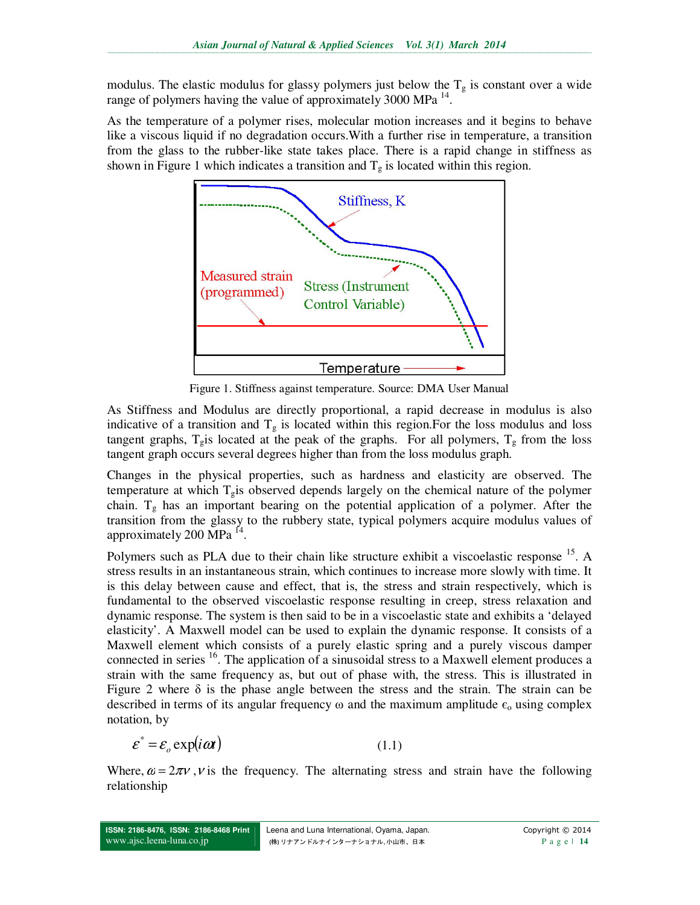modulus. The elastic modulus for glassy polymers just below the $T_g$ is constant over a wide range of polymers having the value of approximately 3000 MPa [14].

As the temperature of a polymer rises, molecular motion increases and it begins to behave like a viscous liquid if no degradation occurs.With a further rise in temperature, a transition from the glass to the rubber-like state takes place. There is a rapid change in stiffness as shown in Figure 1 which indicates a transition and $T_g$ is located within this region.

Figure 1. Stiffness against temperature. Source: DMA User Manual

As Stiffness and Modulus are directly proportional, a rapid decrease in modulus is also indicative of a transition and $T_g$ is located within this region.For the loss modulus and loss tangent graphs, $T_g$is located at the peak of the graphs. For all polymers, $T_g$ from the loss tangent graph occurs several degrees higher than from the loss modulus graph.

Changes in the physical properties, such as hardness and elasticity are observed. The temperature at which $T_g$is observed depends largely on the chemical nature of the polymer chain. $T_g$ has an important bearing on the potential application of a polymer. After the transition from the glassy to the rubbery state, typical polymers acquire modulus values of approximately 200 MPa [14].

Polymers such as PLA due to their chain like structure exhibit a viscoelastic response [15]. A stress results in an instantaneous strain, which continues to increase more slowly with time. It is this delay between cause and effect, that is, the stress and strain respectively, which is fundamental to the observed viscoelastic response resulting in creep, stress relaxation and dynamic response. The system is then said to be in a viscoelastic state and exhibits a 'delayed elasticity'. A Maxwell model can be used to explain the dynamic response. It consists of a Maxwell element which consists of a purely elastic spring and a purely viscous damper connected in series [16]. The application of a sinusoidal stress to a Maxwell element produces a strain with the same frequency as, but out of phase with, the stress. This is illustrated in Figure 2 where $\delta$ is the phase angle between the stress and the strain. The strain can be described in terms of its angular frequency $\omega$ and the maximum amplitude $\epsilon_o$ using complex notation, by

$$\varepsilon^* = \varepsilon_o \exp(i\omega t) \qquad (1.1)$$

Where, $\omega = 2\pi\nu$ , $\nu$ is the frequency. The alternating stress and strain have the following relationship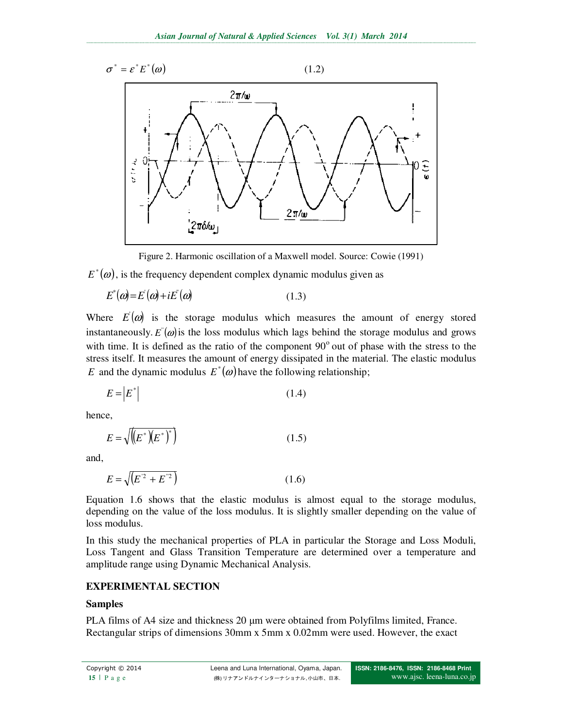$$\sigma^* = \varepsilon^* E^*(\omega) \qquad (1.2)$$

Figure 2. Harmonic oscillation of a Maxwell model. Source: Cowie (1991)

$E^*(\omega)$, is the frequency dependent complex dynamic modulus given as

$$E^*(\omega) = E'(\omega) + iE''(\omega) \qquad (1.3)$$

Where $E'(\omega)$ is the storage modulus which measures the amount of energy stored instantaneously. $E''(\omega)$ is the loss modulus which lags behind the storage modulus and grows with time. It is defined as the ratio of the component 90$^o$ out of phase with the stress to the stress itself. It measures the amount of energy dissipated in the material. The elastic modulus $E$ and the dynamic modulus $E^*(\omega)$ have the following relationship;

$$E = \left|E^*\right| \qquad (1.4)$$

hence,

$$E = \sqrt{\left(\left(E^*\right)\left(E^*\right)^*\right)} \qquad (1.5)$$

and,

$$E = \sqrt{\left(E'^2 + E''^2\right)} \qquad (1.6)$$

Equation 1.6 shows that the elastic modulus is almost equal to the storage modulus, depending on the value of the loss modulus. It is slightly smaller depending on the value of loss modulus.

In this study the mechanical properties of PLA in particular the Storage and Loss Moduli, Loss Tangent and Glass Transition Temperature are determined over a temperature and amplitude range using Dynamic Mechanical Analysis.

## EXPERIMENTAL SECTION

### Samples

PLA films of A4 size and thickness 20 µm were obtained from Polyfilms limited, France. Rectangular strips of dimensions 30mm x 5mm x 0.02mm were used. However, the exact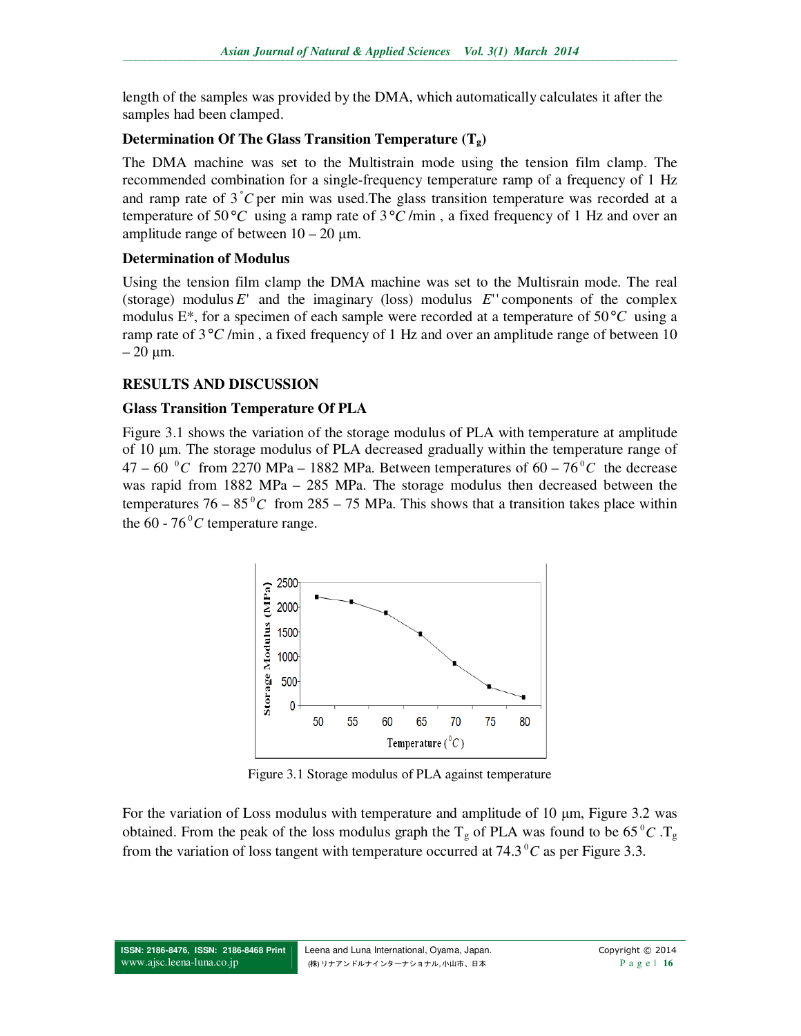length of the samples was provided by the DMA, which automatically calculates it after the samples had been clamped.

### Determination Of The Glass Transition Temperature ($T_g$)

The DMA machine was set to the Multistrain mode using the tension film clamp. The recommended combination for a single-frequency temperature ramp of a frequency of 1 Hz and ramp rate of $3\,^{\circ}C$ per min was used.The glass transition temperature was recorded at a temperature of $50\,°C$ using a ramp rate of $3\,°C$ /min , a fixed frequency of 1 Hz and over an amplitude range of between 10 – 20 μm.

### Determination of Modulus

Using the tension film clamp the DMA machine was set to the Multisrain mode. The real (storage) modulus $E'$ and the imaginary (loss) modulus $E''$ components of the complex modulus E*, for a specimen of each sample were recorded at a temperature of $50\,°C$ using a ramp rate of $3\,°C$ /min , a fixed frequency of 1 Hz and over an amplitude range of between 10 – 20 μm.

## RESULTS AND DISCUSSION

### Glass Transition Temperature Of PLA

Figure 3.1 shows the variation of the storage modulus of PLA with temperature at amplitude of 10 μm. The storage modulus of PLA decreased gradually within the temperature range of 47 – 60 $^{0}C$ from 2270 MPa – 1882 MPa. Between temperatures of 60 – 76 $^{0}C$ the decrease was rapid from 1882 MPa – 285 MPa. The storage modulus then decreased between the temperatures 76 – 85 $^{0}C$ from 285 – 75 MPa. This shows that a transition takes place within the 60 - 76 $^{0}C$ temperature range.

Figure 3.1 Storage modulus of PLA against temperature

For the variation of Loss modulus with temperature and amplitude of 10 μm, Figure 3.2 was obtained. From the peak of the loss modulus graph the $T_g$ of PLA was found to be 65 $^{0}C$ .$T_g$ from the variation of loss tangent with temperature occurred at 74.3 $^{0}C$ as per Figure 3.3.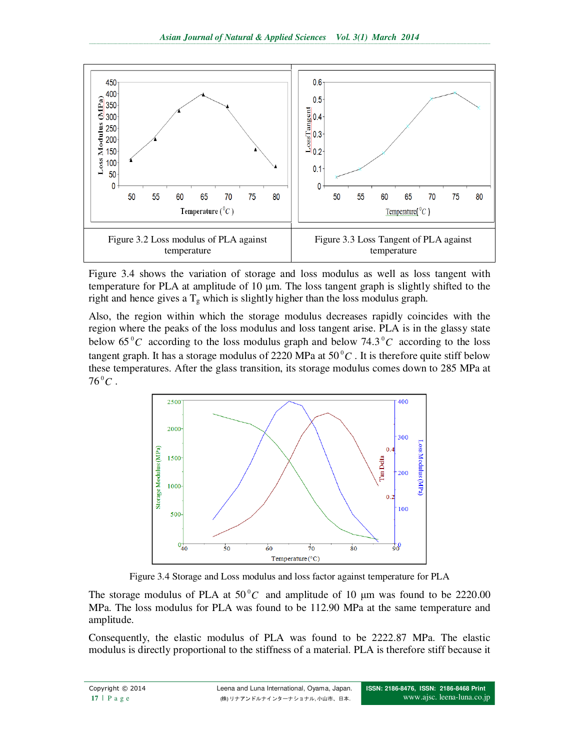| Figure 3.2 Loss modulus of PLA against temperature | Figure 3.3 Loss Tangent of PLA against temperature |
| --- | --- |

Figure 3.4 shows the variation of storage and loss modulus as well as loss tangent with temperature for PLA at amplitude of 10 µm. The loss tangent graph is slightly shifted to the right and hence gives a $T_g$ which is slightly higher than the loss modulus graph.

Also, the region within which the storage modulus decreases rapidly coincides with the region where the peaks of the loss modulus and loss tangent arise. PLA is in the glassy state below $65^0C$ according to the loss modulus graph and below $74.3^0C$ according to the loss tangent graph. It has a storage modulus of 2220 MPa at $50^0C$. It is therefore quite stiff below these temperatures. After the glass transition, its storage modulus comes down to 285 MPa at $76^0C$.

Figure 3.4 Storage and Loss modulus and loss factor against temperature for PLA

The storage modulus of PLA at $50^0C$ and amplitude of 10 µm was found to be 2220.00 MPa. The loss modulus for PLA was found to be 112.90 MPa at the same temperature and amplitude.

Consequently, the elastic modulus of PLA was found to be 2222.87 MPa. The elastic modulus is directly proportional to the stiffness of a material. PLA is therefore stiff because it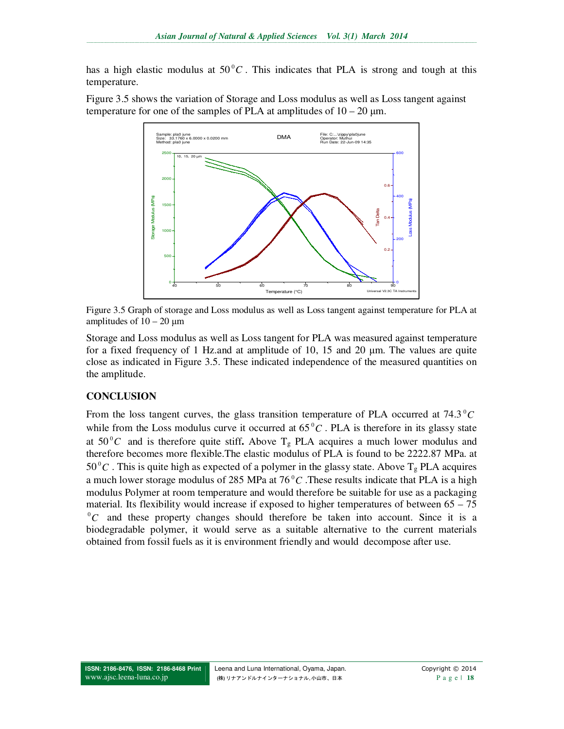has a high elastic modulus at $50^0C$. This indicates that PLA is strong and tough at this temperature.

Figure 3.5 shows the variation of Storage and Loss modulus as well as Loss tangent against temperature for one of the samples of PLA at amplitudes of 10 – 20 µm.

Figure 3.5 Graph of storage and Loss modulus as well as Loss tangent against temperature for PLA at amplitudes of 10 – 20 µm

Storage and Loss modulus as well as Loss tangent for PLA was measured against temperature for a fixed frequency of 1 Hz.and at amplitude of 10, 15 and 20 µm. The values are quite close as indicated in Figure 3.5. These indicated independence of the measured quantities on the amplitude.

## CONCLUSION

From the loss tangent curves, the glass transition temperature of PLA occurred at $74.3^0C$ while from the Loss modulus curve it occurred at $65^0C$. PLA is therefore in its glassy state at $50^0C$ and is therefore quite stiff**.** Above $T_g$ PLA acquires a much lower modulus and therefore becomes more flexible.The elastic modulus of PLA is found to be 2222.87 MPa. at $50^0C$. This is quite high as expected of a polymer in the glassy state. Above $T_g$ PLA acquires a much lower storage modulus of 285 MPa at $76^0C$ .These results indicate that PLA is a high modulus Polymer at room temperature and would therefore be suitable for use as a packaging material. Its flexibility would increase if exposed to higher temperatures of between 65 – 75 $^0C$ and these property changes should therefore be taken into account. Since it is a biodegradable polymer, it would serve as a suitable alternative to the current materials obtained from fossil fuels as it is environment friendly and would decompose after use.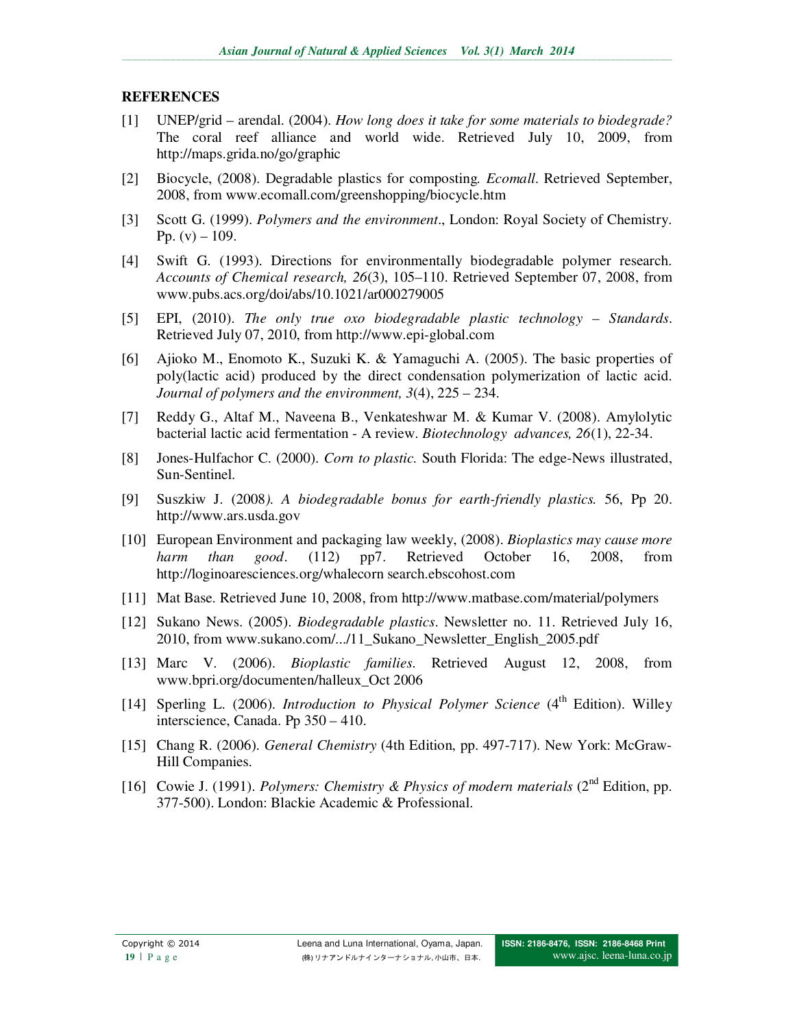## REFERENCES

[1] UNEP/grid – arendal. (2004). *How long does it take for some materials to biodegrade?* The coral reef alliance and world wide. Retrieved July 10, 2009, from http://maps.grida.no/go/graphic

[2] Biocycle, (2008). Degradable plastics for composting. *Ecomall*. Retrieved September, 2008, from www.ecomall.com/greenshopping/biocycle.htm

[3] Scott G. (1999). *Polymers and the environment*., London: Royal Society of Chemistry. Pp. (v) – 109.

[4] Swift G. (1993). Directions for environmentally biodegradable polymer research. *Accounts of Chemical research, 26*(3), 105–110. Retrieved September 07, 2008, from www.pubs.acs.org/doi/abs/10.1021/ar000279005

[5] EPI, (2010). *The only true oxo biodegradable plastic technology – Standards*. Retrieved July 07, 2010, from http://www.epi-global.com

[6] Ajioko M., Enomoto K., Suzuki K. & Yamaguchi A. (2005). The basic properties of poly(lactic acid) produced by the direct condensation polymerization of lactic acid. *Journal of polymers and the environment, 3*(4), 225 – 234.

[7] Reddy G., Altaf M., Naveena B., Venkateshwar M. & Kumar V. (2008). Amylolytic bacterial lactic acid fermentation - A review. *Biotechnology advances, 26*(1), 22-34.

[8] Jones-Hulfachor C. (2000). *Corn to plastic.* South Florida: The edge-News illustrated, Sun-Sentinel.

[9] Suszkiw J. (2008*). A biodegradable bonus for earth-friendly plastics.* 56, Pp 20. http://www.ars.usda.gov

[10] European Environment and packaging law weekly, (2008). *Bioplastics may cause more harm than good*. (112) pp7. Retrieved October 16, 2008, from http://loginoaresciences.org/whalecorn search.ebscohost.com

[11] Mat Base. Retrieved June 10, 2008, from http://www.matbase.com/material/polymers

[12] Sukano News. (2005). *Biodegradable plastics*. Newsletter no. 11. Retrieved July 16, 2010, from www.sukano.com/.../11_Sukano_Newsletter_English_2005.pdf

[13] Marc V. (2006). *Bioplastic families.* Retrieved August 12, 2008, from www.bpri.org/documenten/halleux_Oct 2006

[14] Sperling L. (2006). *Introduction to Physical Polymer Science* (4th Edition). Willey interscience, Canada. Pp 350 – 410.

[15] Chang R. (2006). *General Chemistry* (4th Edition, pp. 497-717). New York: McGraw-Hill Companies.

[16] Cowie J. (1991). *Polymers: Chemistry & Physics of modern materials* (2nd Edition, pp. 377-500). London: Blackie Academic & Professional.